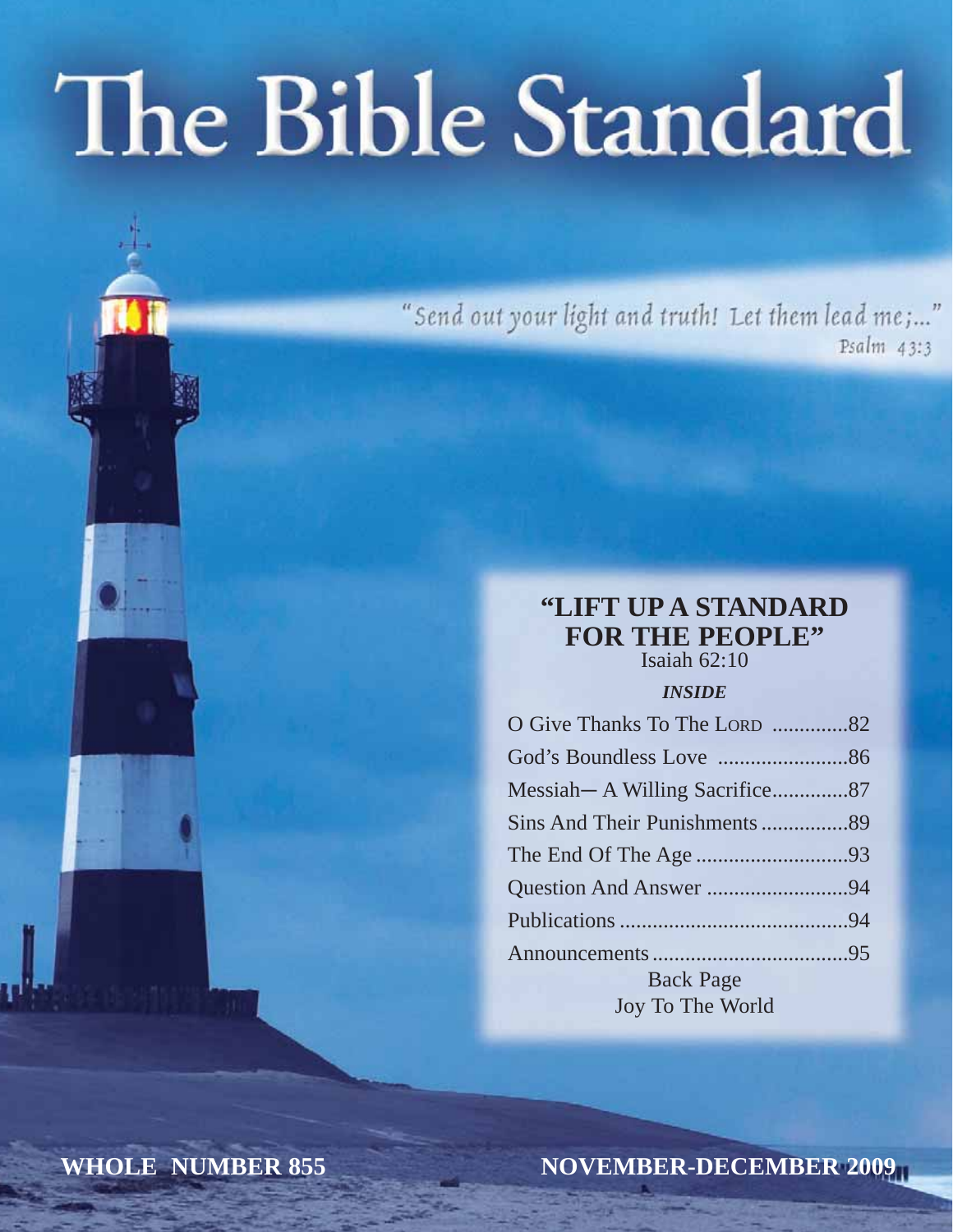# The Bible Standard

"Send out your light and truth! Let them lead me;..."
Psalm 43:3

## "LIFT UP A STANDARD FOR THE PEOPLE"

Isaiah 62:10

*INSIDE*

| | |
|---|---|
| O Give Thanks To The LORD | 82 |
| God's Boundless Love | 86 |
| Messiah— A Willing Sacrifice | 87 |
| Sins And Their Punishments | 89 |
| The End Of The Age | 93 |
| Question And Answer | 94 |
| Publications | 94 |
| Announcements | 95 |

Back Page
Joy To The World

**WHOLE NUMBER 855**

**NOVEMBER-DECEMBER 2009**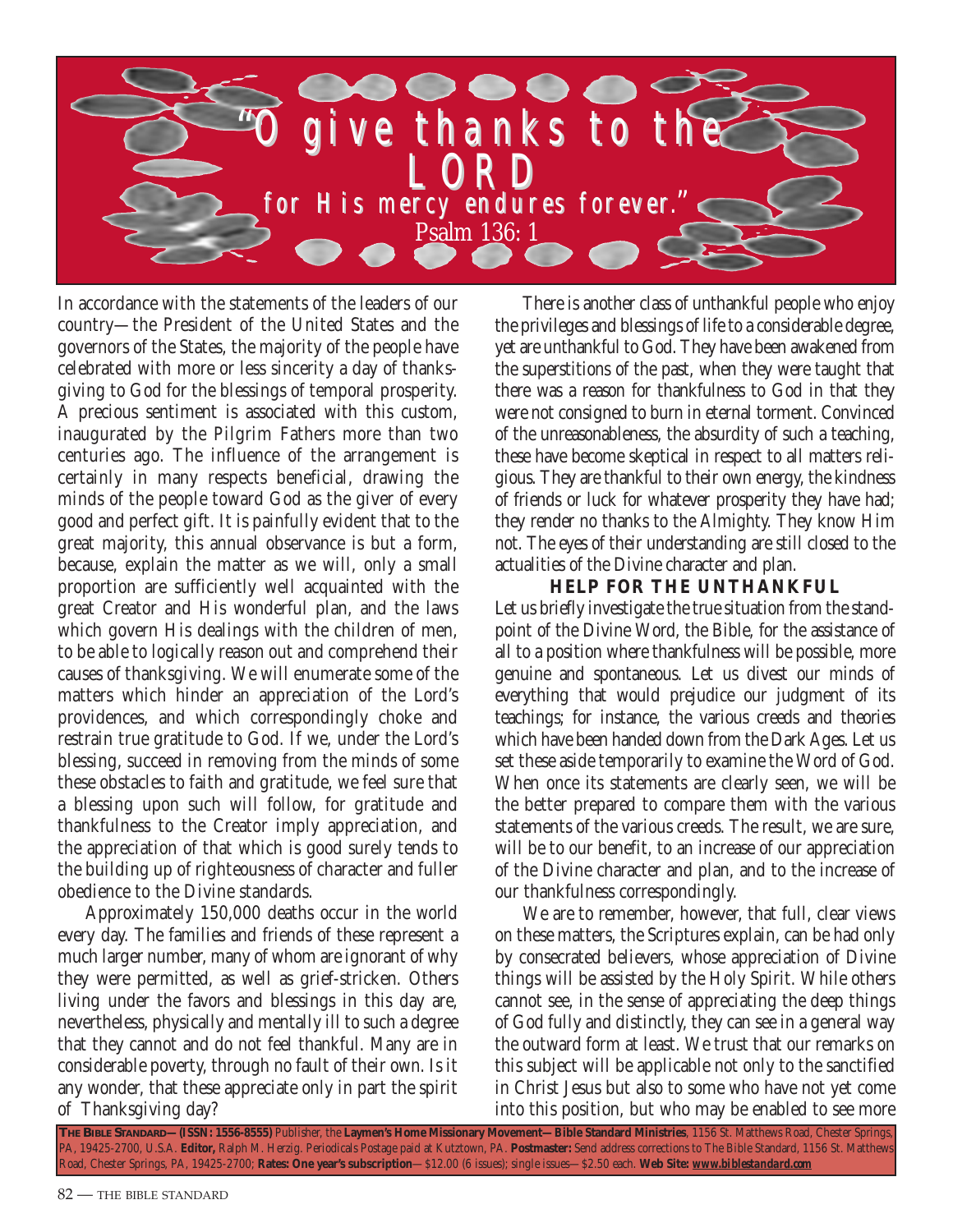# "O give thanks to the LORD for His mercy endures forever."

Psalm 136: 1

In accordance with the statements of the leaders of our country—the President of the United States and the governors of the States, the majority of the people have celebrated with more or less sincerity a day of thanksgiving to God for the blessings of temporal prosperity. A precious sentiment is associated with this custom, inaugurated by the Pilgrim Fathers more than two centuries ago. The influence of the arrangement is certainly in many respects beneficial, drawing the minds of the people toward God as the giver of every good and perfect gift. It is painfully evident that to the great majority, this annual observance is but a form, because, explain the matter as we will, only a small proportion are sufficiently well acquainted with the great Creator and His wonderful plan, and the laws which govern His dealings with the children of men, to be able to logically reason out and comprehend their causes of thanksgiving. We will enumerate some of the matters which hinder an appreciation of the Lord's providences, and which correspondingly choke and restrain true gratitude to God. If we, under the Lord's blessing, succeed in removing from the minds of some these obstacles to faith and gratitude, we feel sure that a blessing upon such will follow, for gratitude and thankfulness to the Creator imply appreciation, and the appreciation of that which is good surely tends to the building up of righteousness of character and fuller obedience to the Divine standards.

Approximately 150,000 deaths occur in the world every day. The families and friends of these represent a much larger number, many of whom are ignorant of why they were permitted, as well as grief-stricken. Others living under the favors and blessings in this day are, nevertheless, physically and mentally ill to such a degree that they cannot and do not feel thankful. Many are in considerable poverty, through no fault of their own. Is it any wonder, that these appreciate only in part the spirit of Thanksgiving day?

There is another class of unthankful people who enjoy the privileges and blessings of life to a considerable degree, yet are unthankful to God. They have been awakened from the superstitions of the past, when they were taught that there was a reason for thankfulness to God in that they were not consigned to burn in eternal torment. Convinced of the unreasonableness, the absurdity of such a teaching, these have become skeptical in respect to all matters religious. They are thankful to their own energy, the kindness of friends or luck for whatever prosperity they have had; they render no thanks to the Almighty. They know Him not. The eyes of their understanding are still closed to the actualities of the Divine character and plan.

## HELP FOR THE UNTHANKFUL

Let us briefly investigate the true situation from the standpoint of the Divine Word, the Bible, for the assistance of all to a position where thankfulness will be possible, more genuine and spontaneous. Let us divest our minds of everything that would prejudice our judgment of its teachings; for instance, the various creeds and theories which have been handed down from the Dark Ages. Let us set these aside temporarily to examine the Word of God. When once its statements are clearly seen, we will be the better prepared to compare them with the various statements of the various creeds. The result, we are sure, will be to our benefit, to an increase of our appreciation of the Divine character and plan, and to the increase of our thankfulness correspondingly.

We are to remember, however, that full, clear views on these matters, the Scriptures explain, can be had only by consecrated believers, whose appreciation of Divine things will be assisted by the Holy Spirit. While others cannot see, in the sense of appreciating the deep things of God fully and distinctly, they can see in a general way the outward form at least. We trust that our remarks on this subject will be applicable not only to the sanctified in Christ Jesus but also to some who have not yet come into this position, but who may be enabled to see more

**The Bible Standard—(ISSN: 1556-8555)** Publisher, the **Laymen's Home Missionary Movement—Bible Standard Ministries**, 1156 St. Matthews Road, Chester Springs, PA, 19425-2700, U.S.A. **Editor,** Ralph M. Herzig. Periodicals Postage paid at Kutztown, PA. **Postmaster:** Send address corrections to The Bible Standard, 1156 St. Matthews Road, Chester Springs, PA, 19425-2700; **Rates: One year's subscription**—$12.00 (6 issues); single issues—$2.50 each. **Web Site: www.biblestandard.com**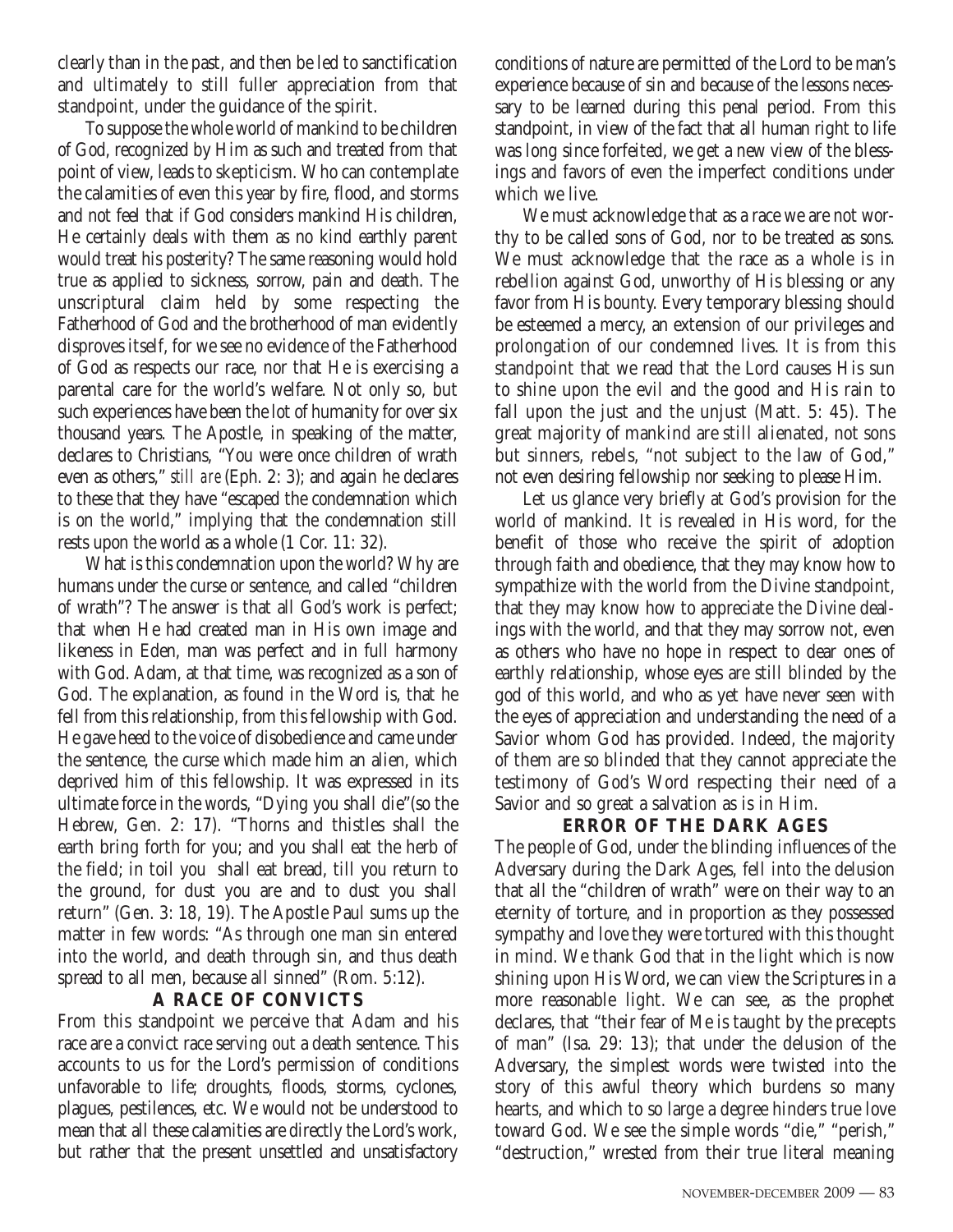clearly than in the past, and then be led to sanctification and ultimately to still fuller appreciation from that standpoint, under the guidance of the spirit.

To suppose the whole world of mankind to be children of God, recognized by Him as such and treated from that point of view, leads to skepticism. Who can contemplate the calamities of even this year by fire, flood, and storms and not feel that if God considers mankind His children, He certainly deals with them as no kind earthly parent would treat his posterity? The same reasoning would hold true as applied to sickness, sorrow, pain and death. The unscriptural claim held by some respecting the Fatherhood of God and the brotherhood of man evidently disproves itself, for we see no evidence of the Fatherhood of God as respects our race, nor that He is exercising a parental care for the world's welfare. Not only so, but such experiences have been the lot of humanity for over six thousand years. The Apostle, in speaking of the matter, declares to Christians, "You were once children of wrath even as others," *still are* (Eph. 2: 3); and again he declares to these that they have "escaped the condemnation which is on the world," implying that the condemnation still rests upon the world as a whole (1 Cor. 11: 32).

What is this condemnation upon the world? Why are humans under the curse or sentence, and called "children of wrath"? The answer is that all God's work is perfect; that when He had created man in His own image and likeness in Eden, man was perfect and in full harmony with God. Adam, at that time, was recognized as a son of God. The explanation, as found in the Word is, that he fell from this relationship, from this fellowship with God. He gave heed to the voice of disobedience and came under the sentence, the curse which made him an alien, which deprived him of this fellowship. It was expressed in its ultimate force in the words, "Dying you shall die"(so the Hebrew, Gen. 2: 17). "Thorns and thistles shall the earth bring forth for you; and you shall eat the herb of the field; in toil you shall eat bread, till you return to the ground, for dust you are and to dust you shall return" (Gen. 3: 18, 19). The Apostle Paul sums up the matter in few words: "As through one man sin entered into the world, and death through sin, and thus death spread to all men, because all sinned" (Rom. 5:12).

### A RACE OF CONVICTS

From this standpoint we perceive that Adam and his race are a convict race serving out a death sentence. This accounts to us for the Lord's permission of conditions unfavorable to life; droughts, floods, storms, cyclones, plagues, pestilences, etc. We would not be understood to mean that all these calamities are directly the Lord's work, but rather that the present unsettled and unsatisfactory conditions of nature are permitted of the Lord to be man's experience because of sin and because of the lessons necessary to be learned during this penal period. From this standpoint, in view of the fact that all human right to life was long since forfeited, we get a new view of the blessings and favors of even the imperfect conditions under which we live.

We must acknowledge that as a race we are not worthy to be called sons of God, nor to be treated as sons. We must acknowledge that the race as a whole is in rebellion against God, unworthy of His blessing or any favor from His bounty. Every temporary blessing should be esteemed a mercy, an extension of our privileges and prolongation of our condemned lives. It is from this standpoint that we read that the Lord causes His sun to shine upon the evil and the good and His rain to fall upon the just and the unjust (Matt. 5: 45). The great majority of mankind are still alienated, not sons but sinners, rebels, "not subject to the law of God," not even desiring fellowship nor seeking to please Him.

Let us glance very briefly at God's provision for the world of mankind. It is revealed in His word, for the benefit of those who receive the spirit of adoption through faith and obedience, that they may know how to sympathize with the world from the Divine standpoint, that they may know how to appreciate the Divine dealings with the world, and that they may sorrow not, even as others who have no hope in respect to dear ones of earthly relationship, whose eyes are still blinded by the god of this world, and who as yet have never seen with the eyes of appreciation and understanding the need of a Savior whom God has provided. Indeed, the majority of them are so blinded that they cannot appreciate the testimony of God's Word respecting their need of a Savior and so great a salvation as is in Him.

### ERROR OF THE DARK AGES

The people of God, under the blinding influences of the Adversary during the Dark Ages, fell into the delusion that all the "children of wrath" were on their way to an eternity of torture, and in proportion as they possessed sympathy and love they were tortured with this thought in mind. We thank God that in the light which is now shining upon His Word, we can view the Scriptures in a more reasonable light. We can see, as the prophet declares, that "their fear of Me is taught by the precepts of man" (Isa. 29: 13); that under the delusion of the Adversary, the simplest words were twisted into the story of this awful theory which burdens so many hearts, and which to so large a degree hinders true love toward God. We see the simple words "die," "perish," "destruction," wrested from their true literal meaning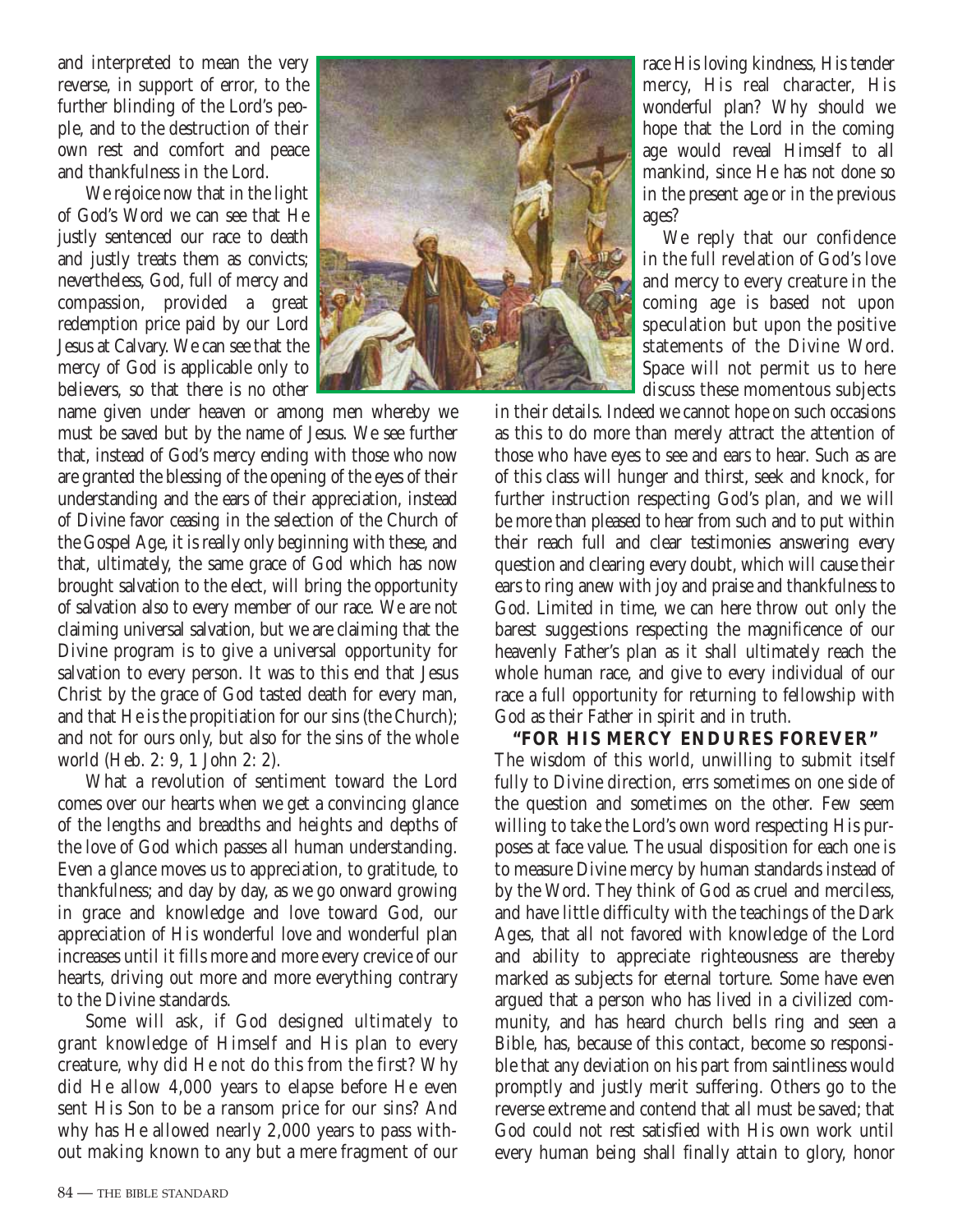and interpreted to mean the very reverse, in support of error, to the further blinding of the Lord's people, and to the destruction of their own rest and comfort and peace and thankfulness in the Lord.

We rejoice now that in the light of God's Word we can see that He justly sentenced our race to death and justly treats them as convicts; nevertheless, God, full of mercy and compassion, provided a great redemption price paid by our Lord Jesus at Calvary. We can see that the mercy of God is applicable only to believers, so that there is no other name given under heaven or among men whereby we must be saved but by the name of Jesus. We see further that, instead of God's mercy ending with those who now are granted the blessing of the opening of the eyes of their understanding and the ears of their appreciation, instead of Divine favor ceasing in the selection of the Church of the Gospel Age, it is really only beginning with these, and that, ultimately, the same grace of God which has now brought salvation to the elect, will bring the opportunity of salvation also to every member of our race. We are not claiming universal salvation, but we are claiming that the Divine program is to give a universal opportunity for salvation to every person. It was to this end that Jesus Christ by the grace of God tasted death for every man, and that He is the propitiation for our sins (the Church); and not for ours only, but also for the sins of the whole world (Heb. 2: 9, 1 John 2: 2).

What a revolution of sentiment toward the Lord comes over our hearts when we get a convincing glance of the lengths and breadths and heights and depths of the love of God which passes all human understanding. Even a glance moves us to appreciation, to gratitude, to thankfulness; and day by day, as we go onward growing in grace and knowledge and love toward God, our appreciation of His wonderful love and wonderful plan increases until it fills more and more every crevice of our hearts, driving out more and more everything contrary to the Divine standards.

Some will ask, if God designed ultimately to grant knowledge of Himself and His plan to every creature, why did He not do this from the first? Why did He allow 4,000 years to elapse before He even sent His Son to be a ransom price for our sins? And why has He allowed nearly 2,000 years to pass without making known to any but a mere fragment of our race His loving kindness, His tender mercy, His real character, His wonderful plan? Why should we hope that the Lord in the coming age would reveal Himself to all mankind, since He has not done so in the present age or in the previous ages?

We reply that our confidence in the full revelation of God's love and mercy to every creature in the coming age is based not upon speculation but upon the positive statements of the Divine Word. Space will not permit us to here discuss these momentous subjects in their details. Indeed we cannot hope on such occasions as this to do more than merely attract the attention of those who have eyes to see and ears to hear. Such as are of this class will hunger and thirst, seek and knock, for further instruction respecting God's plan, and we will be more than pleased to hear from such and to put within their reach full and clear testimonies answering every question and clearing every doubt, which will cause their ears to ring anew with joy and praise and thankfulness to God. Limited in time, we can here throw out only the barest suggestions respecting the magnificence of our heavenly Father's plan as it shall ultimately reach the whole human race, and give to every individual of our race a full opportunity for returning to fellowship with God as their Father in spirit and in truth.

## "FOR HIS MERCY ENDURES FOREVER"

The wisdom of this world, unwilling to submit itself fully to Divine direction, errs sometimes on one side of the question and sometimes on the other. Few seem willing to take the Lord's own word respecting His purposes at face value. The usual disposition for each one is to measure Divine mercy by human standards instead of by the Word. They think of God as cruel and merciless, and have little difficulty with the teachings of the Dark Ages, that all not favored with knowledge of the Lord and ability to appreciate righteousness are thereby marked as subjects for eternal torture. Some have even argued that a person who has lived in a civilized community, and has heard church bells ring and seen a Bible, has, because of this contact, become so responsible that any deviation on his part from saintliness would promptly and justly merit suffering. Others go to the reverse extreme and contend that all must be saved; that God could not rest satisfied with His own work until every human being shall finally attain to glory, honor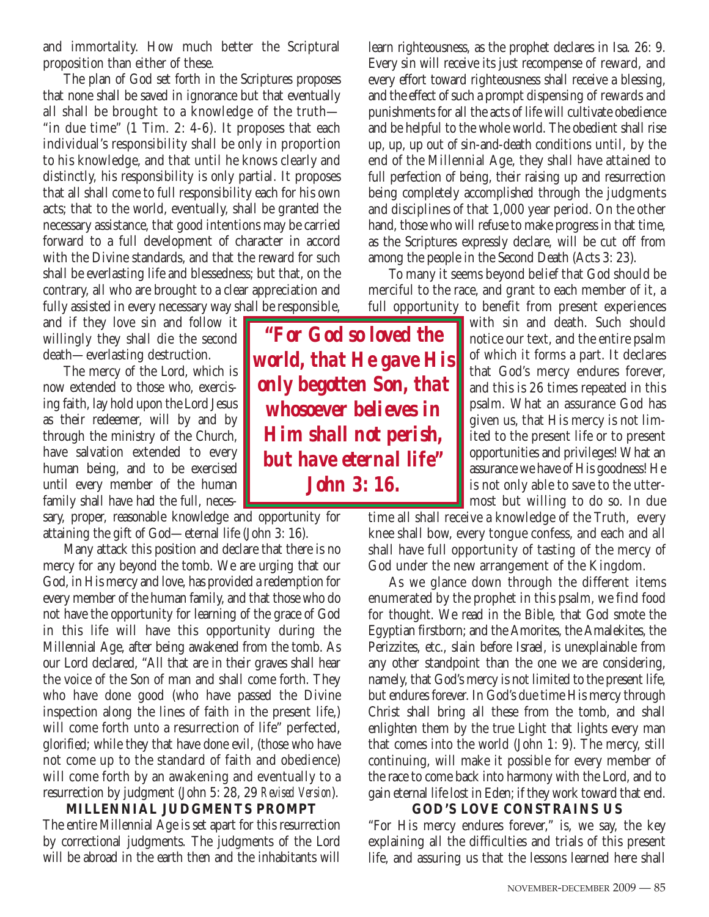and immortality. How much better the Scriptural proposition than either of these.

The plan of God set forth in the Scriptures proposes that none shall be saved in ignorance but that eventually all shall be brought to a knowledge of the truth—"in due time" (1 Tim. 2: 4-6). It proposes that each individual's responsibility shall be only in proportion to his knowledge, and that until he knows clearly and distinctly, his responsibility is only partial. It proposes that all shall come to full responsibility each for his own acts; that to the world, eventually, shall be granted the necessary assistance, that good intentions may be carried forward to a full development of character in accord with the Divine standards, and that the reward for such shall be everlasting life and blessedness; but that, on the contrary, all who are brought to a clear appreciation and fully assisted in every necessary way shall be responsible, and if they love sin and follow it willingly they shall die the second death—everlasting destruction.

The mercy of the Lord, which is now extended to those who, exercising faith, lay hold upon the Lord Jesus as their redeemer, will by and by through the ministry of the Church, have salvation extended to every human being, and to be exercised until every member of the human family shall have had the full, necessary, proper, reasonable knowledge and opportunity for attaining the gift of God—eternal life (John 3: 16).

> ***"For God so loved the world, that He gave His only begotten Son, that whosoever believes in Him shall not perish, but have eternal life" John 3: 16.***

Many attack this position and declare that there is no mercy for any beyond the tomb. We are urging that our God, in His mercy and love, has provided a redemption for every member of the human family, and that those who do not have the opportunity for learning of the grace of God in this life will have this opportunity during the Millennial Age, after being awakened from the tomb. As our Lord declared, "All that are in their graves shall hear the voice of the Son of man and shall come forth. They who have done good (who have passed the Divine inspection along the lines of faith in the present life,) will come forth unto a resurrection of life" perfected, glorified; while they that have done evil, (those who have not come up to the standard of faith and obedience) will come forth by an awakening and eventually to a resurrection by judgment (John 5: 28, 29 *Revised Version*).

**MILLENNIAL JUDGMENTS PROMPT**

The entire Millennial Age is set apart for this resurrection by correctional judgments. The judgments of the Lord will be abroad in the earth then and the inhabitants will learn righteousness, as the prophet declares in Isa. 26: 9. Every sin will receive its just recompense of reward, and every effort toward righteousness shall receive a blessing, and the effect of such a prompt dispensing of rewards and punishments for all the acts of life will cultivate obedience and be helpful to the whole world. The obedient shall rise up, up, up out of sin-and-death conditions until, by the end of the Millennial Age, they shall have attained to full perfection of being, their raising up and resurrection being completely accomplished through the judgments and disciplines of that 1,000 year period. On the other hand, those who will refuse to make progress in that time, as the Scriptures expressly declare, will be cut off from among the people in the Second Death (Acts 3: 23).

To many it seems beyond belief that God should be merciful to the race, and grant to each member of it, a full opportunity to benefit from present experiences with sin and death. Such should notice our text, and the entire psalm of which it forms a part. It declares that God's mercy endures forever, and this is 26 times repeated in this psalm. What an assurance God has given us, that His mercy is not limited to the present life or to present opportunities and privileges! What an assurance we have of His goodness! He is not only able to save to the uttermost but willing to do so. In due time all shall receive a knowledge of the Truth, every knee shall bow, every tongue confess, and each and all shall have full opportunity of tasting of the mercy of God under the new arrangement of the Kingdom.

As we glance down through the different items enumerated by the prophet in this psalm, we find food for thought. We read in the Bible, that God smote the Egyptian firstborn; and the Amorites, the Amalekites, the Perizzites, etc., slain before Israel, is unexplainable from any other standpoint than the one we are considering, namely, that God's mercy is not limited to the present life, but endures forever. In God's due time His mercy through Christ shall bring all these from the tomb, and shall enlighten them by the true Light that lights every man that comes into the world (John 1: 9). The mercy, still continuing, will make it possible for every member of the race to come back into harmony with the Lord, and to gain eternal life lost in Eden; if they work toward that end.

**GOD'S LOVE CONSTRAINS US**

"For His mercy endures forever," is, we say, the key explaining all the difficulties and trials of this present life, and assuring us that the lessons learned here shall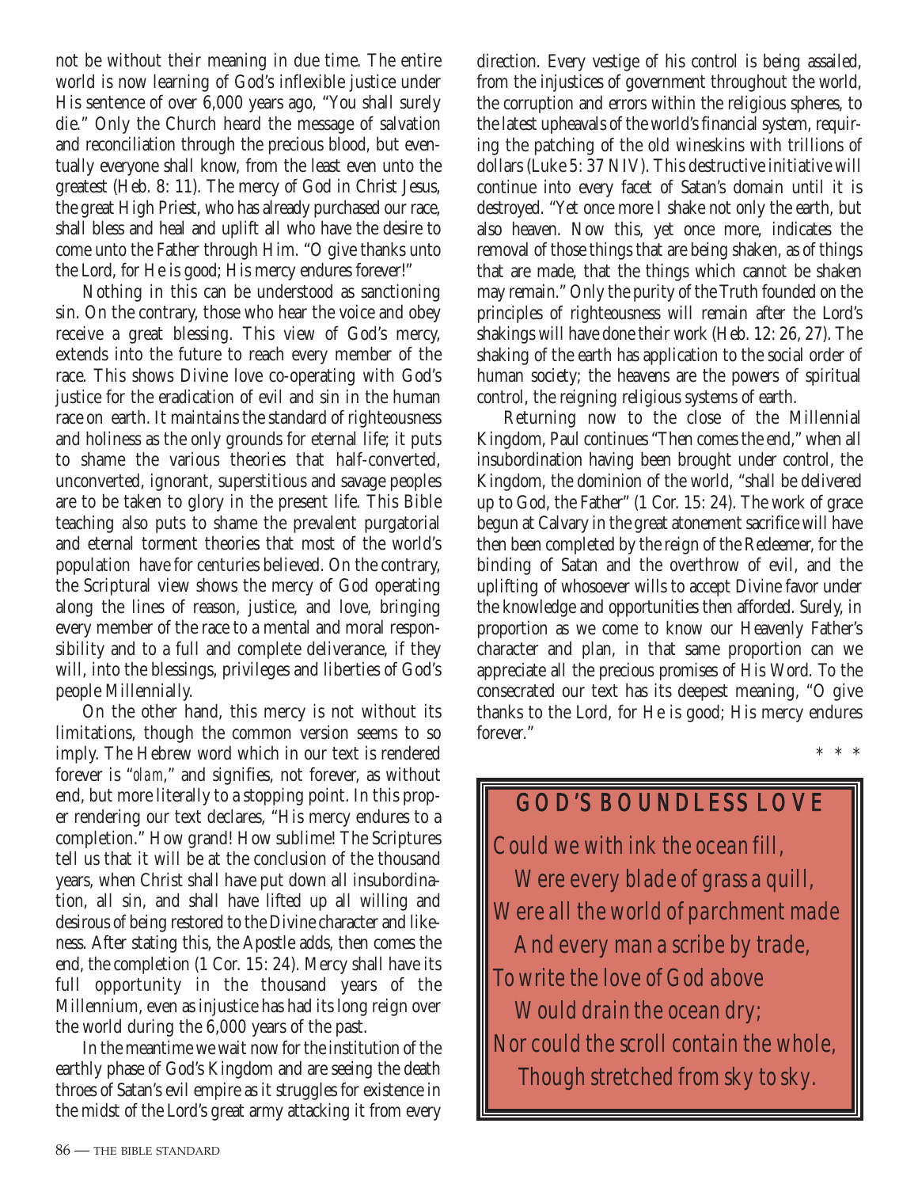not be without their meaning in due time. The entire world is now learning of God's inflexible justice under His sentence of over 6,000 years ago, "You shall surely die." Only the Church heard the message of salvation and reconciliation through the precious blood, but eventually everyone shall know, from the least even unto the greatest (Heb. 8: 11). The mercy of God in Christ Jesus, the great High Priest, who has already purchased our race, shall bless and heal and uplift all who have the desire to come unto the Father through Him. "O give thanks unto the Lord, for He is good; His mercy endures forever!"

Nothing in this can be understood as sanctioning sin. On the contrary, those who hear the voice and obey receive a great blessing. This view of God's mercy, extends into the future to reach every member of the race. This shows Divine love co-operating with God's justice for the eradication of evil and sin in the human race on earth. It maintains the standard of righteousness and holiness as the only grounds for eternal life; it puts to shame the various theories that half-converted, unconverted, ignorant, superstitious and savage peoples are to be taken to glory in the present life. This Bible teaching also puts to shame the prevalent purgatorial and eternal torment theories that most of the world's population have for centuries believed. On the contrary, the Scriptural view shows the mercy of God operating along the lines of reason, justice, and love, bringing every member of the race to a mental and moral responsibility and to a full and complete deliverance, if they will, into the blessings, privileges and liberties of God's people Millennially.

On the other hand, this mercy is not without its limitations, though the common version seems to so imply. The Hebrew word which in our text is rendered forever is "*olam*," and signifies, not forever, as without end, but more literally to a stopping point. In this proper rendering our text declares, "His mercy endures to a completion." How grand! How sublime! The Scriptures tell us that it will be at the conclusion of the thousand years, when Christ shall have put down all insubordination, all sin, and shall have lifted up all willing and desirous of being restored to the Divine character and likeness. After stating this, the Apostle adds, then comes the end, the completion (1 Cor. 15: 24). Mercy shall have its full opportunity in the thousand years of the Millennium, even as injustice has had its long reign over the world during the 6,000 years of the past.

In the meantime we wait now for the institution of the earthly phase of God's Kingdom and are seeing the death throes of Satan's evil empire as it struggles for existence in the midst of the Lord's great army attacking it from every direction. Every vestige of his control is being assailed, from the injustices of government throughout the world, the corruption and errors within the religious spheres, to the latest upheavals of the world's financial system, requiring the patching of the old wineskins with trillions of dollars (Luke 5: 37 NIV). This destructive initiative will continue into every facet of Satan's domain until it is destroyed. "Yet once more I shake not only the earth, but also heaven. Now this, yet once more, indicates the removal of those things that are being shaken, as of things that are made, that the things which cannot be shaken may remain." Only the purity of the Truth founded on the principles of righteousness will remain after the Lord's shakings will have done their work (Heb. 12: 26, 27). The shaking of the earth has application to the social order of human society; the heavens are the powers of spiritual control, the reigning religious systems of earth.

Returning now to the close of the Millennial Kingdom, Paul continues "Then comes the end," when all insubordination having been brought under control, the Kingdom, the dominion of the world, "shall be delivered up to God, the Father" (1 Cor. 15: 24). The work of grace begun at Calvary in the great atonement sacrifice will have then been completed by the reign of the Redeemer, for the binding of Satan and the overthrow of evil, and the uplifting of whosoever wills to accept Divine favor under the knowledge and opportunities then afforded. Surely, in proportion as we come to know our Heavenly Father's character and plan, in that same proportion can we appreciate all the precious promises of His Word. To the consecrated our text has its deepest meaning, "O give thanks to the Lord, for He is good; His mercy endures forever."

\* \* \*

## GOD'S BOUNDLESS LOVE

*Could we with ink the ocean fill,*
*Were every blade of grass a quill,*
*Were all the world of parchment made*
*And every man a scribe by trade,*
*To write the love of God above*
*Would drain the ocean dry;*
*Nor could the scroll contain the whole,*
*Though stretched from sky to sky.*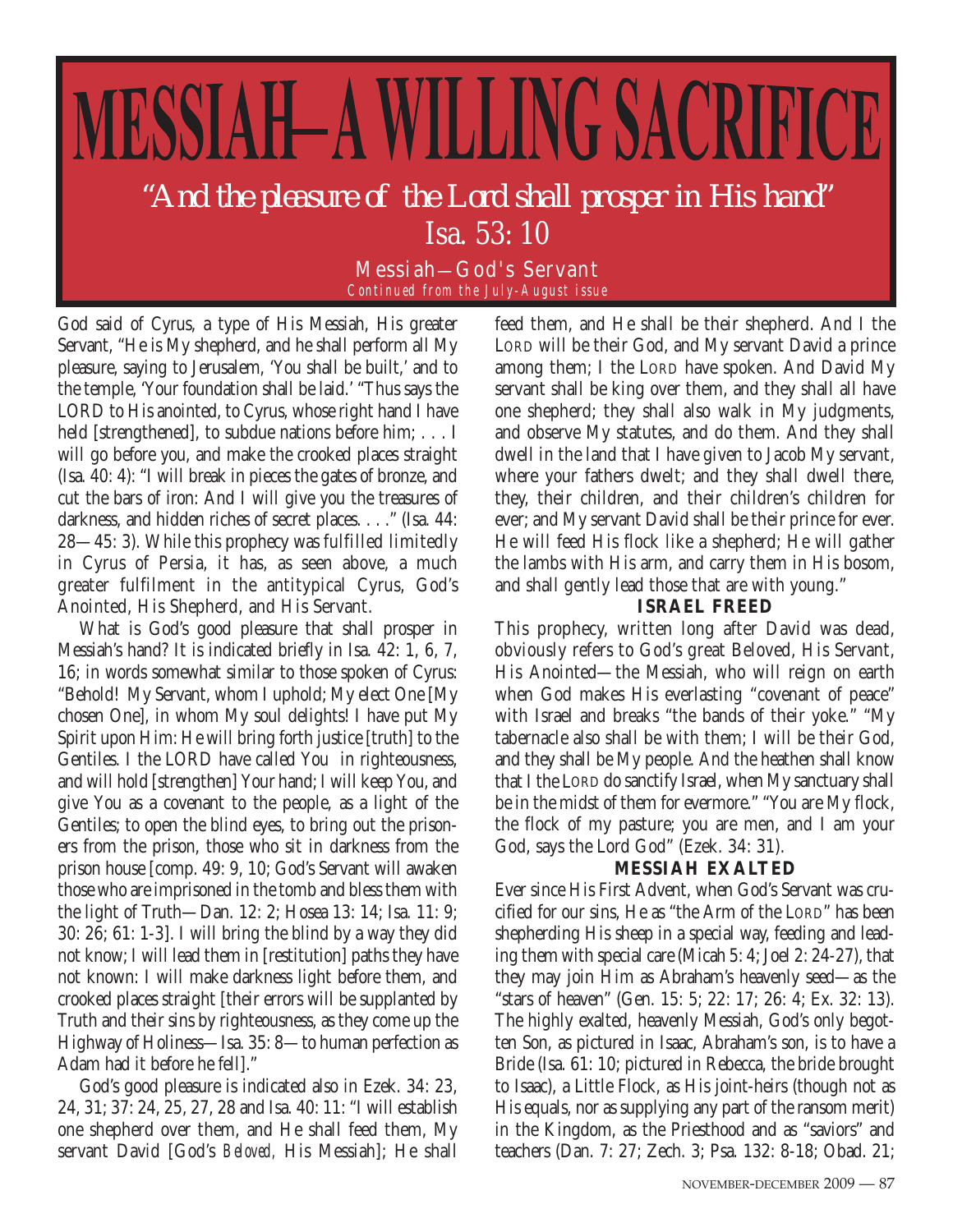# MESSIAH—A WILLING SACRIFICE

*"And the pleasure of the Lord shall prosper in His hand"*
Isa. 53: 10

## Messiah—God's Servant

*Continued from the July-August issue*

God said of Cyrus, a type of His Messiah, His greater Servant, "He is My shepherd, and he shall perform all My pleasure, saying to Jerusalem, 'You shall be built,' and to the temple, 'Your foundation shall be laid.' "Thus says the LORD to His anointed, to Cyrus, whose right hand I have held [strengthened], to subdue nations before him; . . . I will go before you, and make the crooked places straight (Isa. 40: 4): "I will break in pieces the gates of bronze, and cut the bars of iron: And I will give you the treasures of darkness, and hidden riches of secret places. . . ." (Isa. 44: 28—45: 3). While this prophecy was fulfilled limitedly in Cyrus of Persia, it has, as seen above, a much greater fulfilment in the antitypical Cyrus, God's Anointed, His Shepherd, and His Servant.

What is God's good pleasure that shall prosper in Messiah's hand? It is indicated briefly in Isa. 42: 1, 6, 7, 16; in words somewhat similar to those spoken of Cyrus: "Behold! My Servant, whom I uphold; My elect One [My chosen One], in whom My soul delights! I have put My Spirit upon Him: He will bring forth justice [truth] to the Gentiles. I the LORD have called You in righteousness, and will hold [strengthen] Your hand; I will keep You, and give You as a covenant to the people, as a light of the Gentiles; to open the blind eyes, to bring out the prisoners from the prison, those who sit in darkness from the prison house [comp. 49: 9, 10; God's Servant will awaken those who are imprisoned in the tomb and bless them with the light of Truth—Dan. 12: 2; Hosea 13: 14; Isa. 11: 9; 30: 26; 61: 1-3]. I will bring the blind by a way they did not know; I will lead them in [restitution] paths they have not known: I will make darkness light before them, and crooked places straight [their errors will be supplanted by Truth and their sins by righteousness, as they come up the Highway of Holiness—Isa. 35: 8—to human perfection as Adam had it before he fell]."

God's good pleasure is indicated also in Ezek. 34: 23, 24, 31; 37: 24, 25, 27, 28 and Isa. 40: 11: "I will establish one shepherd over them, and He shall feed them, My servant David [God's *Beloved*, His Messiah]; He shall feed them, and He shall be their shepherd. And I the LORD will be their God, and My servant David a prince among them; I the LORD have spoken. And David My servant shall be king over them, and they shall all have one shepherd; they shall also walk in My judgments, and observe My statutes, and do them. And they shall dwell in the land that I have given to Jacob My servant, where your fathers dwelt; and they shall dwell there, they, their children, and their children's children for ever; and My servant David shall be their prince for ever. He will feed His flock like a shepherd; He will gather the lambs with His arm, and carry them in His bosom, and shall gently lead those that are with young."

### ISRAEL FREED

This prophecy, written long after David was dead, obviously refers to God's great Beloved, His Servant, His Anointed—the Messiah, who will reign on earth when God makes His everlasting "covenant of peace" with Israel and breaks "the bands of their yoke." "My tabernacle also shall be with them; I will be their God, and they shall be My people. And the heathen shall know that I the LORD do sanctify Israel, when My sanctuary shall be in the midst of them for evermore." "You are My flock, the flock of my pasture; you are men, and I am your God, says the Lord God" (Ezek. 34: 31).

### MESSIAH EXALTED

Ever since His First Advent, when God's Servant was crucified for our sins, He as "the Arm of the LORD" has been shepherding His sheep in a special way, feeding and leading them with special care (Micah 5: 4; Joel 2: 24-27), that they may join Him as Abraham's heavenly seed—as the "stars of heaven" (Gen. 15: 5; 22: 17; 26: 4; Ex. 32: 13). The highly exalted, heavenly Messiah, God's only begotten Son, as pictured in Isaac, Abraham's son, is to have a Bride (Isa. 61: 10; pictured in Rebecca, the bride brought to Isaac), a Little Flock, as His joint-heirs (though not as His equals, nor as supplying any part of the ransom merit) in the Kingdom, as the Priesthood and as "saviors" and teachers (Dan. 7: 27; Zech. 3; Psa. 132: 8-18; Obad. 21;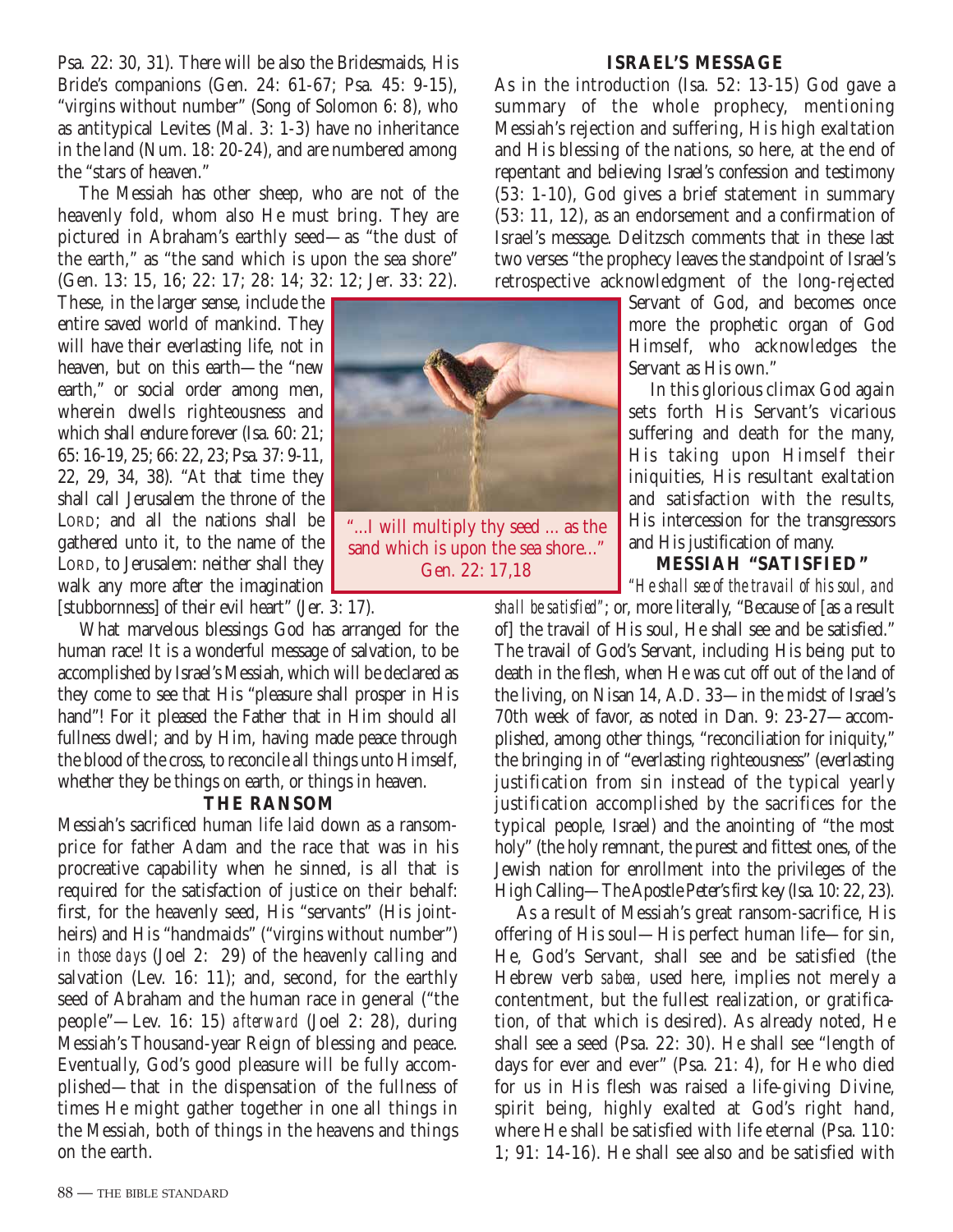Psa. 22: 30, 31). There will be also the Bridesmaids, His Bride's companions (Gen. 24: 61-67; Psa. 45: 9-15), "virgins without number" (Song of Solomon 6: 8), who as antitypical Levites (Mal. 3: 1-3) have no inheritance in the land (Num. 18: 20-24), and are numbered among the "stars of heaven."

The Messiah has other sheep, who are not of the heavenly fold, whom also He must bring. They are pictured in Abraham's earthly seed—as "the dust of the earth," as "the sand which is upon the sea shore" (Gen. 13: 15, 16; 22: 17; 28: 14; 32: 12; Jer. 33: 22). These, in the larger sense, include the entire saved world of mankind. They will have their everlasting life, not in heaven, but on this earth—the "new earth," or social order among men, wherein dwells righteousness and which shall endure forever (Isa. 60: 21; 65: 16-19, 25; 66: 22, 23; Psa. 37: 9-11, 22, 29, 34, 38). "At that time they shall call Jerusalem the throne of the LORD; and all the nations shall be gathered unto it, to the name of the LORD, to Jerusalem: neither shall they walk any more after the imagination [stubbornness] of their evil heart" (Jer. 3: 17).

"...I will multiply thy seed ... as the sand which is upon the sea shore..." Gen. 22: 17,18

What marvelous blessings God has arranged for the human race! It is a wonderful message of salvation, to be accomplished by Israel's Messiah, which will be declared as they come to see that His "pleasure shall prosper in His hand"! For it pleased the Father that in Him should all fullness dwell; and by Him, having made peace through the blood of the cross, to reconcile all things unto Himself, whether they be things on earth, or things in heaven.

## THE RANSOM

Messiah's sacrificed human life laid down as a ransom-price for father Adam and the race that was in his procreative capability when he sinned, is all that is required for the satisfaction of justice on their behalf: first, for the heavenly seed, His "servants" (His joint-heirs) and His "handmaids" ("virgins without number") *in those days* (Joel 2: 29) of the heavenly calling and salvation (Lev. 16: 11); and, second, for the earthly seed of Abraham and the human race in general ("the people"—Lev. 16: 15) *afterward* (Joel 2: 28), during Messiah's Thousand-year Reign of blessing and peace. Eventually, God's good pleasure will be fully accomplished—that in the dispensation of the fullness of times He might gather together in one all things in the Messiah, both of things in the heavens and things on the earth.

## ISRAEL'S MESSAGE

As in the introduction (Isa. 52: 13-15) God gave a summary of the whole prophecy, mentioning Messiah's rejection and suffering, His high exaltation and His blessing of the nations, so here, at the end of repentant and believing Israel's confession and testimony (53: 1-10), God gives a brief statement in summary (53: 11, 12), as an endorsement and a confirmation of Israel's message. Delitzsch comments that in these last two verses "the prophecy leaves the standpoint of Israel's retrospective acknowledgment of the long-rejected Servant of God, and becomes once more the prophetic organ of God Himself, who acknowledges the Servant as His own."

In this glorious climax God again sets forth His Servant's vicarious suffering and death for the many, His taking upon Himself their iniquities, His resultant exaltation and satisfaction with the results, His intercession for the transgressors and His justification of many.

## MESSIAH "SATISFIED"

*"He shall see of the travail of his soul, and shall be satisfied"*; or, more literally, "Because of [as a result of] the travail of His soul, He shall see and be satisfied." The travail of God's Servant, including His being put to death in the flesh, when He was cut off out of the land of the living, on Nisan 14, A.D. 33—in the midst of Israel's 70th week of favor, as noted in Dan. 9: 23-27—accomplished, among other things, "reconciliation for iniquity," the bringing in of "everlasting righteousness" (everlasting justification from sin instead of the typical yearly justification accomplished by the sacrifices for the typical people, Israel) and the anointing of "the most holy" (the holy remnant, the purest and fittest ones, of the Jewish nation for enrollment into the privileges of the High Calling—The Apostle Peter's first key (Isa. 10: 22, 23).

As a result of Messiah's great ransom-sacrifice, His offering of His soul—His perfect human life—for sin, He, God's Servant, shall see and be satisfied (the Hebrew verb *sabea,* used here, implies not merely a contentment, but the fullest realization, or gratification, of that which is desired). As already noted, He shall see a seed (Psa. 22: 30). He shall see "length of days for ever and ever" (Psa. 21: 4), for He who died for us in His flesh was raised a life-giving Divine, spirit being, highly exalted at God's right hand, where He shall be satisfied with life eternal (Psa. 110: 1; 91: 14-16). He shall see also and be satisfied with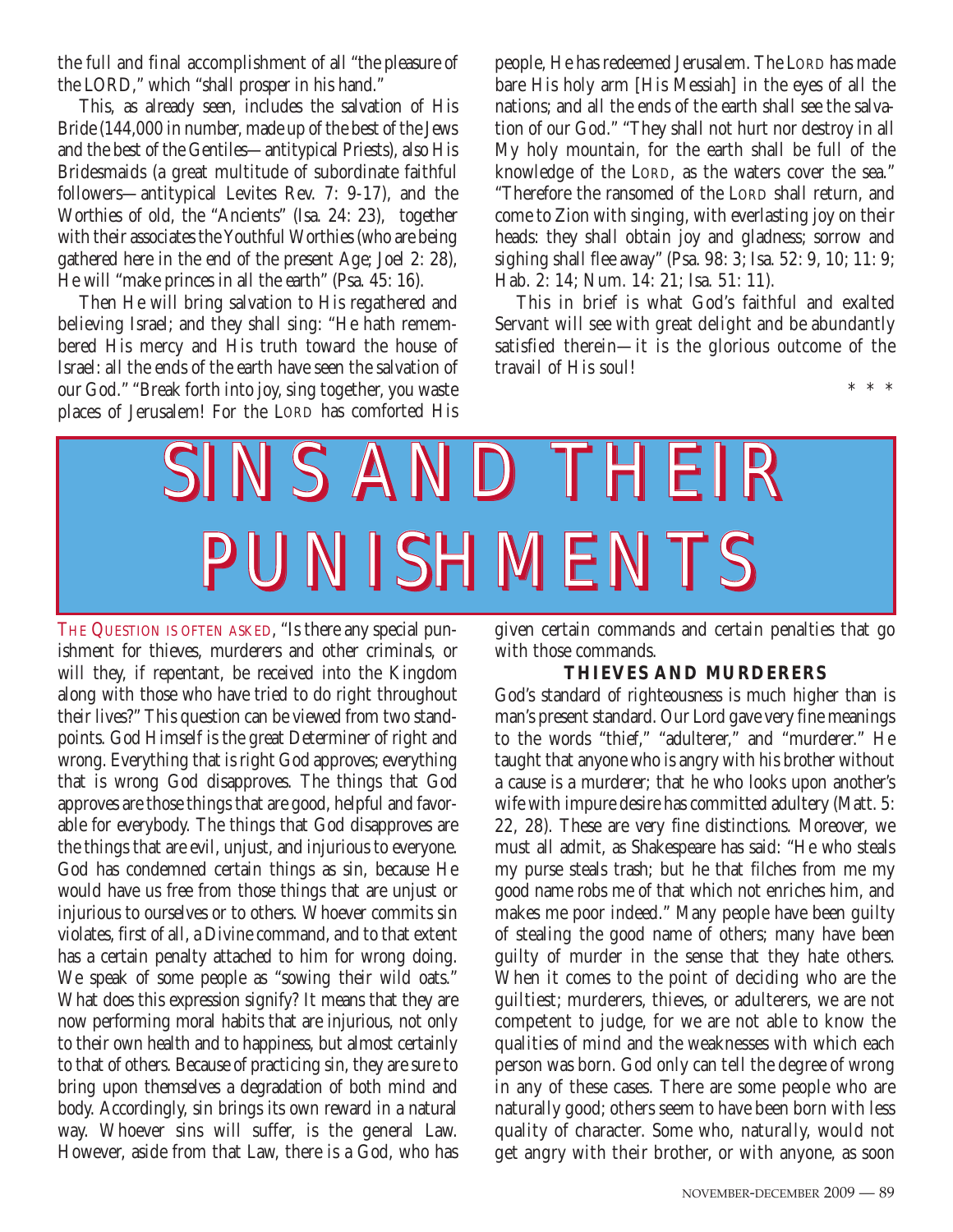the full and final accomplishment of all "the pleasure of the LORD," which "shall prosper in his hand."

This, as already seen, includes the salvation of His Bride (144,000 in number, made up of the best of the Jews and the best of the Gentiles—antitypical Priests), also His Bridesmaids (a great multitude of subordinate faithful followers—antitypical Levites Rev. 7: 9-17), and the Worthies of old, the "Ancients" (Isa. 24: 23), together with their associates the Youthful Worthies (who are being gathered here in the end of the present Age; Joel 2: 28), He will "make princes in all the earth" (Psa. 45: 16).

Then He will bring salvation to His regathered and believing Israel; and they shall sing: "He hath remembered His mercy and His truth toward the house of Israel: all the ends of the earth have seen the salvation of our God." "Break forth into joy, sing together, you waste places of Jerusalem! For the LORD has comforted His people, He has redeemed Jerusalem. The LORD has made bare His holy arm [His Messiah] in the eyes of all the nations; and all the ends of the earth shall see the salvation of our God." "They shall not hurt nor destroy in all My holy mountain, for the earth shall be full of the knowledge of the LORD, as the waters cover the sea." "Therefore the ransomed of the LORD shall return, and come to Zion with singing, with everlasting joy on their heads: they shall obtain joy and gladness; sorrow and sighing shall flee away" (Psa. 98: 3; Isa. 52: 9, 10; 11: 9; Hab. 2: 14; Num. 14: 21; Isa. 51: 11).

This in brief is what God's faithful and exalted Servant will see with great delight and be abundantly satisfied therein—it is the glorious outcome of the travail of His soul!

\* \* \*

# SINS AND THEIR PUNISHMENTS

THE QUESTION IS OFTEN ASKED, "Is there any special punishment for thieves, murderers and other criminals, or will they, if repentant, be received into the Kingdom along with those who have tried to do right throughout their lives?" This question can be viewed from two standpoints. God Himself is the great Determiner of right and wrong. Everything that is right God approves; everything that is wrong God disapproves. The things that God approves are those things that are good, helpful and favorable for everybody. The things that God disapproves are the things that are evil, unjust, and injurious to everyone. God has condemned certain things as sin, because He would have us free from those things that are unjust or injurious to ourselves or to others. Whoever commits sin violates, first of all, a Divine command, and to that extent has a certain penalty attached to him for wrong doing. We speak of some people as "sowing their wild oats." What does this expression signify? It means that they are now performing moral habits that are injurious, not only to their own health and to happiness, but almost certainly to that of others. Because of practicing sin, they are sure to bring upon themselves a degradation of both mind and body. Accordingly, sin brings its own reward in a natural way. Whoever sins will suffer, is the general Law. However, aside from that Law, there is a God, who has given certain commands and certain penalties that go with those commands.

### THIEVES AND MURDERERS

God's standard of righteousness is much higher than is man's present standard. Our Lord gave very fine meanings to the words "thief," "adulterer," and "murderer." He taught that anyone who is angry with his brother without a cause is a murderer; that he who looks upon another's wife with impure desire has committed adultery (Matt. 5: 22, 28). These are very fine distinctions. Moreover, we must all admit, as Shakespeare has said: "He who steals my purse steals trash; but he that filches from me my good name robs me of that which not enriches him, and makes me poor indeed." Many people have been guilty of stealing the good name of others; many have been guilty of murder in the sense that they hate others. When it comes to the point of deciding who are the guiltiest; murderers, thieves, or adulterers, we are not competent to judge, for we are not able to know the qualities of mind and the weaknesses with which each person was born. God only can tell the degree of wrong in any of these cases. There are some people who are naturally good; others seem to have been born with less quality of character. Some who, naturally, would not get angry with their brother, or with anyone, as soon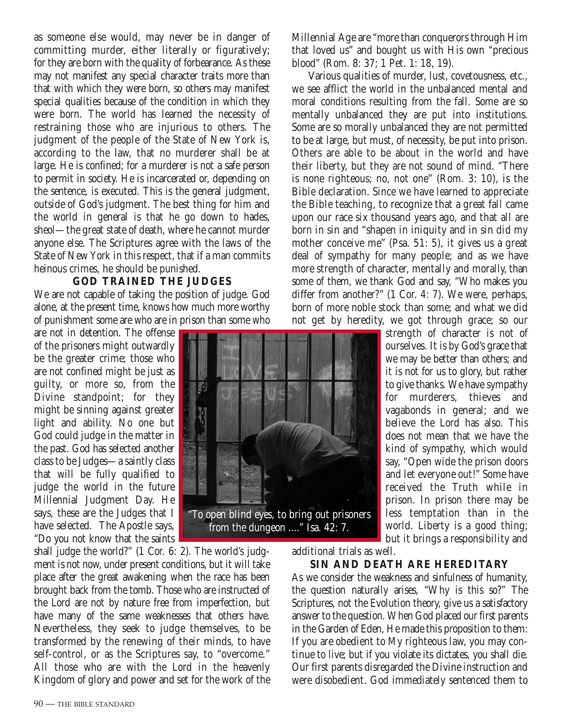as someone else would, may never be in danger of committing murder, either literally or figuratively; for they are born with the quality of forbearance. As these may not manifest any special character traits more than that with which they were born, so others may manifest special qualities because of the condition in which they were born. The world has learned the necessity of restraining those who are injurious to others. The judgment of the people of the State of New York is, according to the law, that no murderer shall be at large. He is confined; for a murderer is not a safe person to permit in society. He is incarcerated or, depending on the sentence, is executed. This is the general judgment, outside of God's judgment. The best thing for him and the world in general is that he go down to hades, sheol—the great state of death, where he cannot murder anyone else. The Scriptures agree with the laws of the State of New York in this respect, that if a man commits heinous crimes, he should be punished.

### GOD TRAINED THE JUDGES

We are not capable of taking the position of judge. God alone, at the present time, knows how much more worthy of punishment some are who are in prison than some who are not in detention. The offense of the prisoners might outwardly be the greater crime; those who are not confined might be just as guilty, or more so, from the Divine standpoint; for they might be sinning against greater light and ability. No one but God could judge in the matter in the past. God has selected another class to be Judges—a saintly class that will be fully qualified to judge the world in the future Millennial Judgment Day. He says, these are the Judges that I have selected. The Apostle says, "Do you not know that the saints shall judge the world?" (1 Cor. 6: 2). The world's judgment is not now, under present conditions, but it will take place after the great awakening when the race has been brought back from the tomb. Those who are instructed of the Lord are not by nature free from imperfection, but have many of the same weaknesses that others have. Nevertheless, they seek to judge themselves, to be transformed by the renewing of their minds, to have self-control, or as the Scriptures say, to "overcome." All those who are with the Lord in the heavenly Kingdom of glory and power and set for the work of the Millennial Age are "more than conquerors through Him that loved us" and bought us with His own "precious blood" (Rom. 8: 37; 1 Pet. 1: 18, 19).

"To open blind eyes, to bring out prisoners from the dungeon ...." Isa. 42: 7.

Various qualities of murder, lust, covetousness, etc., we see afflict the world in the unbalanced mental and moral conditions resulting from the fall. Some are so mentally unbalanced they are put into institutions. Some are so morally unbalanced they are not permitted to be at large, but must, of necessity, be put into prison. Others are able to be about in the world and have their liberty, but they are not sound of mind. "There is none righteous; no, not one" (Rom. 3: 10), is the Bible declaration. Since we have learned to appreciate the Bible teaching, to recognize that a great fall came upon our race six thousand years ago, and that all are born in sin and "shapen in iniquity and in sin did my mother conceive me" (Psa. 51: 5), it gives us a great deal of sympathy for many people; and as we have more strength of character, mentally and morally, than some of them, we thank God and say, "Who makes you differ from another?" (1 Cor. 4: 7). We were, perhaps, born of more noble stock than some; and what we did not get by heredity, we got through grace; so our strength of character is not of ourselves. It is by God's grace that we may be better than others; and it is not for us to glory, but rather to give thanks. We have sympathy for murderers, thieves and vagabonds in general; and we believe the Lord has also. This does not mean that we have the kind of sympathy, which would say, "Open wide the prison doors and let everyone out!" Some have received the Truth while in prison. In prison there may be less temptation than in the world. Liberty is a good thing; but it brings a responsibility and additional trials as well.

### SIN AND DEATH ARE HEREDITARY

As we consider the weakness and sinfulness of humanity, the question naturally arises, "Why is this so?" The Scriptures, not the Evolution theory, give us a satisfactory answer to the question. When God placed our first parents in the Garden of Eden, He made this proposition to them: If you are obedient to My righteous law, you may continue to live; but if you violate its dictates, you shall die. Our first parents disregarded the Divine instruction and were disobedient. God immediately sentenced them to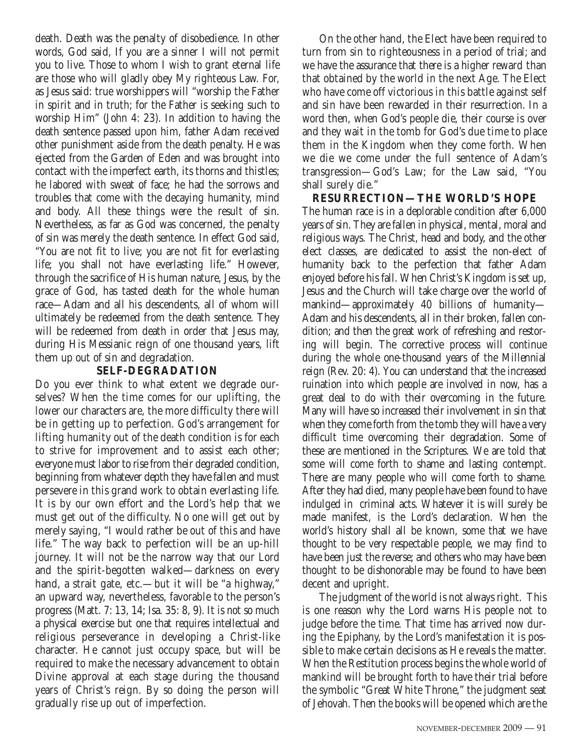death. Death was the penalty of disobedience. In other words, God said, If you are a sinner I will not permit you to live. Those to whom I wish to grant eternal life are those who will gladly obey My righteous Law. For, as Jesus said: true worshippers will "worship the Father in spirit and in truth; for the Father is seeking such to worship Him" (John 4: 23). In addition to having the death sentence passed upon him, father Adam received other punishment aside from the death penalty. He was ejected from the Garden of Eden and was brought into contact with the imperfect earth, its thorns and thistles; he labored with sweat of face; he had the sorrows and troubles that come with the decaying humanity, mind and body. All these things were the result of sin. Nevertheless, as far as God was concerned, the penalty of sin was merely the death sentence. In effect God said, "You are not fit to live; you are not fit for everlasting life; you shall not have everlasting life." However, through the sacrifice of His human nature, Jesus, by the grace of God, has tasted death for the whole human race—Adam and all his descendents, all of whom will ultimately be redeemed from the death sentence. They will be redeemed from death in order that Jesus may, during His Messianic reign of one thousand years, lift them up out of sin and degradation.

## SELF-DEGRADATION

Do you ever think to what extent we degrade ourselves? When the time comes for our uplifting, the lower our characters are, the more difficulty there will be in getting up to perfection. God's arrangement for lifting humanity out of the death condition is for each to strive for improvement and to assist each other; everyone must labor to rise from their degraded condition, beginning from whatever depth they have fallen and must persevere in this grand work to obtain everlasting life. It is by our own effort and the Lord's help that we must get out of the difficulty. No one will get out by merely saying, "I would rather be out of this and have life." The way back to perfection will be an up-hill journey. It will not be the narrow way that our Lord and the spirit-begotten walked—darkness on every hand, a strait gate, etc.—but it will be "a highway," an upward way, nevertheless, favorable to the person's progress (Matt. 7: 13, 14; Isa. 35: 8, 9). It is not so much a physical exercise but one that requires intellectual and religious perseverance in developing a Christ-like character. He cannot just occupy space, but will be required to make the necessary advancement to obtain Divine approval at each stage during the thousand years of Christ's reign. By so doing the person will gradually rise up out of imperfection.

On the other hand, the Elect have been required to turn from sin to righteousness in a period of trial; and we have the assurance that there is a higher reward than that obtained by the world in the next Age. The Elect who have come off victorious in this battle against self and sin have been rewarded in their resurrection. In a word then, when God's people die, their course is over and they wait in the tomb for God's due time to place them in the Kingdom when they come forth. When we die we come under the full sentence of Adam's transgression—God's Law; for the Law said, "You shall surely die."

## RESURRECTION—THE WORLD'S HOPE

The human race is in a deplorable condition after 6,000 years of sin. They are fallen in physical, mental, moral and religious ways. The Christ, head and body, and the other elect classes, are dedicated to assist the non-elect of humanity back to the perfection that father Adam enjoyed before his fall. When Christ's Kingdom is set up, Jesus and the Church will take charge over the world of mankind—approximately 40 billions of humanity—Adam and his descendents, all in their broken, fallen condition; and then the great work of refreshing and restoring will begin. The corrective process will continue during the whole one-thousand years of the Millennial reign (Rev. 20: 4). You can understand that the increased ruination into which people are involved in now, has a great deal to do with their overcoming in the future. Many will have so increased their involvement in sin that when they come forth from the tomb they will have a very difficult time overcoming their degradation. Some of these are mentioned in the Scriptures. We are told that some will come forth to shame and lasting contempt. There are many people who will come forth to shame. After they had died, many people have been found to have indulged in criminal acts. Whatever it is will surely be made manifest, is the Lord's declaration. When the world's history shall all be known, some that we have thought to be very respectable people, we may find to have been just the reverse; and others who may have been thought to be dishonorable may be found to have been decent and upright.

The judgment of the world is not always right. This is one reason why the Lord warns His people not to judge before the time. That time has arrived now during the Epiphany, by the Lord's manifestation it is possible to make certain decisions as He reveals the matter. When the Restitution process begins the whole world of mankind will be brought forth to have their trial before the symbolic "Great White Throne," the judgment seat of Jehovah. Then the books will be opened which are the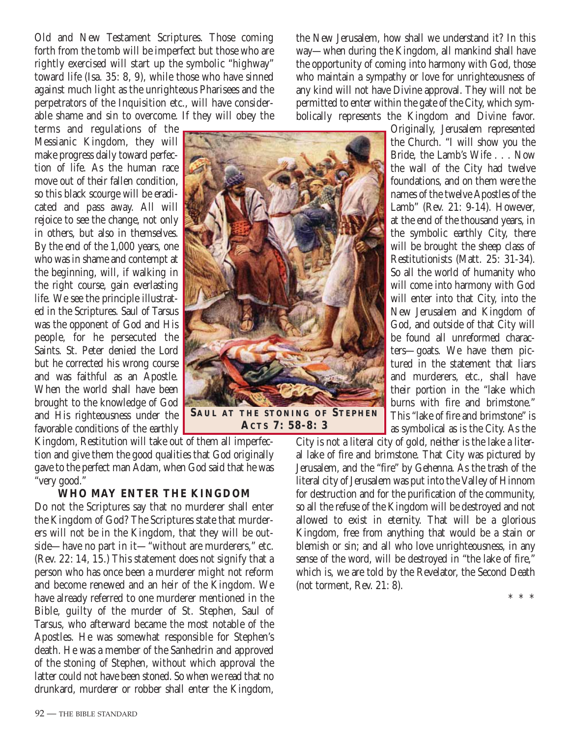Old and New Testament Scriptures. Those coming forth from the tomb will be imperfect but those who are rightly exercised will start up the symbolic "highway" toward life (Isa. 35: 8, 9), while those who have sinned against much light as the unrighteous Pharisees and the perpetrators of the Inquisition etc., will have considerable shame and sin to overcome. If they will obey the terms and regulations of the Messianic Kingdom, they will make progress daily toward perfection of life. As the human race move out of their fallen condition, so this black scourge will be eradicated and pass away. All will rejoice to see the change, not only in others, but also in themselves. By the end of the 1,000 years, one who was in shame and contempt at the beginning, will, if walking in the right course, gain everlasting life. We see the principle illustrated in the Scriptures. Saul of Tarsus was the opponent of God and His people, for he persecuted the Saints. St. Peter denied the Lord but he corrected his wrong course and was faithful as an Apostle. When the world shall have been brought to the knowledge of God and His righteousness under the favorable conditions of the earthly Kingdom, Restitution will take out of them all imperfection and give them the good qualities that God originally gave to the perfect man Adam, when God said that he was "very good."

**SAUL AT THE STONING OF STEPHEN**
**ACTS 7: 58-8: 3**

### WHO MAY ENTER THE KINGDOM

Do not the Scriptures say that no murderer shall enter the Kingdom of God? The Scriptures state that murderers will not be in the Kingdom, that they will be outside—have no part in it—"without are murderers," etc. (Rev. 22: 14, 15.) This statement does not signify that a person who has once been a murderer might not reform and become renewed and an heir of the Kingdom. We have already referred to one murderer mentioned in the Bible, guilty of the murder of St. Stephen, Saul of Tarsus, who afterward became the most notable of the Apostles. He was somewhat responsible for Stephen's death. He was a member of the Sanhedrin and approved of the stoning of Stephen, without which approval the latter could not have been stoned. So when we read that no drunkard, murderer or robber shall enter the Kingdom, the New Jerusalem, how shall we understand it? In this way—when during the Kingdom, all mankind shall have the opportunity of coming into harmony with God, those who maintain a sympathy or love for unrighteousness of any kind will not have Divine approval. They will not be permitted to enter within the gate of the City, which symbolically represents the Kingdom and Divine favor.

Originally, Jerusalem represented the Church. "I will show you the Bride, the Lamb's Wife . . . Now the wall of the City had twelve foundations, and on them were the names of the twelve Apostles of the Lamb" (Rev. 21: 9-14). However, at the end of the thousand years, in the symbolic earthly City, there will be brought the sheep class of Restitutionists (Matt. 25: 31-34). So all the world of humanity who will come into harmony with God will enter into that City, into the New Jerusalem and Kingdom of God, and outside of that City will be found all unreformed characters—goats. We have them pictured in the statement that liars and murderers, etc., shall have their portion in the "lake which burns with fire and brimstone." This "lake of fire and brimstone" is as symbolical as is the City. As the City is not a literal city of gold, neither is the lake a literal lake of fire and brimstone. That City was pictured by Jerusalem, and the "fire" by Gehenna. As the trash of the literal city of Jerusalem was put into the Valley of Hinnom for destruction and for the purification of the community, so all the refuse of the Kingdom will be destroyed and not allowed to exist in eternity. That will be a glorious Kingdom, free from anything that would be a stain or blemish or sin; and all who love unrighteousness, in any sense of the word, will be destroyed in "the lake of fire," which is, we are told by the Revelator, the Second Death (not torment, Rev. 21: 8).

\* \* \*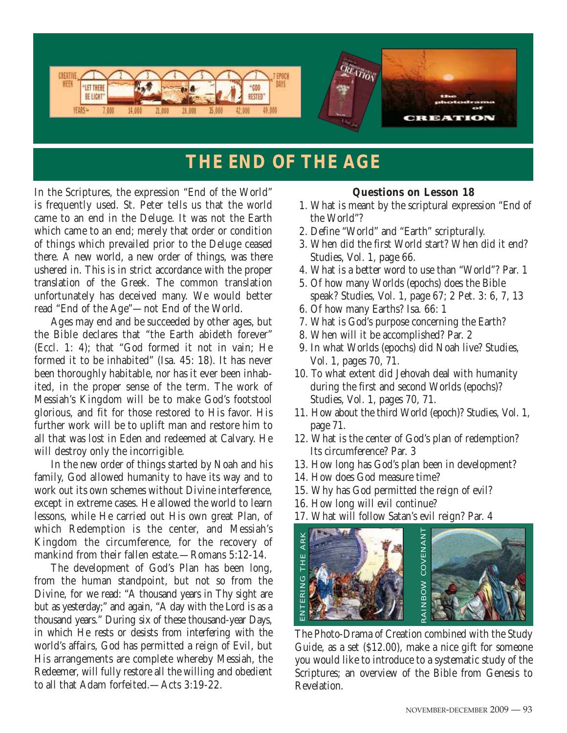# THE END OF THE AGE

In the Scriptures, the expression "End of the World" is frequently used. St. Peter tells us that the world came to an end in the Deluge. It was not the Earth which came to an end; merely that order or condition of things which prevailed prior to the Deluge ceased there. A new world, a new order of things, was there ushered in. This is in strict accordance with the proper translation of the Greek. The common translation unfortunately has deceived many. We would better read "End of the Age"—not End of the World.

Ages may end and be succeeded by other ages, but the Bible declares that "the Earth abideth forever" (Eccl. 1: 4); that "God formed it not in vain; He formed it to be inhabited" (Isa. 45: 18). It has never been thoroughly habitable, nor has it ever been inhabited, in the proper sense of the term. The work of Messiah's Kingdom will be to make God's footstool glorious, and fit for those restored to His favor. His further work will be to uplift man and restore him to all that was lost in Eden and redeemed at Calvary. He will destroy only the incorrigible.

In the new order of things started by Noah and his family, God allowed humanity to have its way and to work out its own schemes without Divine interference, except in extreme cases. He allowed the world to learn lessons, while He carried out His own great Plan, of which Redemption is the center, and Messiah's Kingdom the circumference, for the recovery of mankind from their fallen estate.—Romans 5:12-14.

The development of God's Plan has been long, from the human standpoint, but not so from the Divine, for we read: "A thousand years in Thy sight are but as yesterday;" and again, "A day with the Lord is as a thousand years." During six of these thousand-year Days, in which He rests or desists from interfering with the world's affairs, God has permitted a reign of Evil, but His arrangements are complete whereby Messiah, the Redeemer, will fully restore all the willing and obedient to all that Adam forfeited.—Acts 3:19-22.

**Questions on Lesson 18**

1. What is meant by the scriptural expression "End of the World"?
2. Define "World" and "Earth" scripturally.
3. When did the first World start? When did it end? Studies, Vol. 1, page 66.
4. What is a better word to use than "World"? Par. 1
5. Of how many Worlds (epochs) does the Bible speak? Studies, Vol. 1, page 67; 2 Pet. 3: 6, 7, 13
6. Of how many Earths? Isa. 66: 1
7. What is God's purpose concerning the Earth?
8. When will it be accomplished? Par. 2
9. In what Worlds (epochs) did Noah live? Studies, Vol. 1, pages 70, 71.
10. To what extent did Jehovah deal with humanity during the first and second Worlds (epochs)? Studies, Vol. 1, pages 70, 71.
11. How about the third World (epoch)? Studies, Vol. 1, page 71.
12. What is the center of God's plan of redemption? Its circumference? Par. 3
13. How long has God's plan been in development?
14. How does God measure time?
15. Why has God permitted the reign of evil?
16. How long will evil continue?
17. What will follow Satan's evil reign? Par. 4

ENTERING THE ARK

RAINBOW COVENANT

The Photo-Drama of Creation combined with the Study Guide, as a set ($12.00), make a nice gift for someone you would like to introduce to a systematic study of the Scriptures; an overview of the Bible from Genesis to Revelation.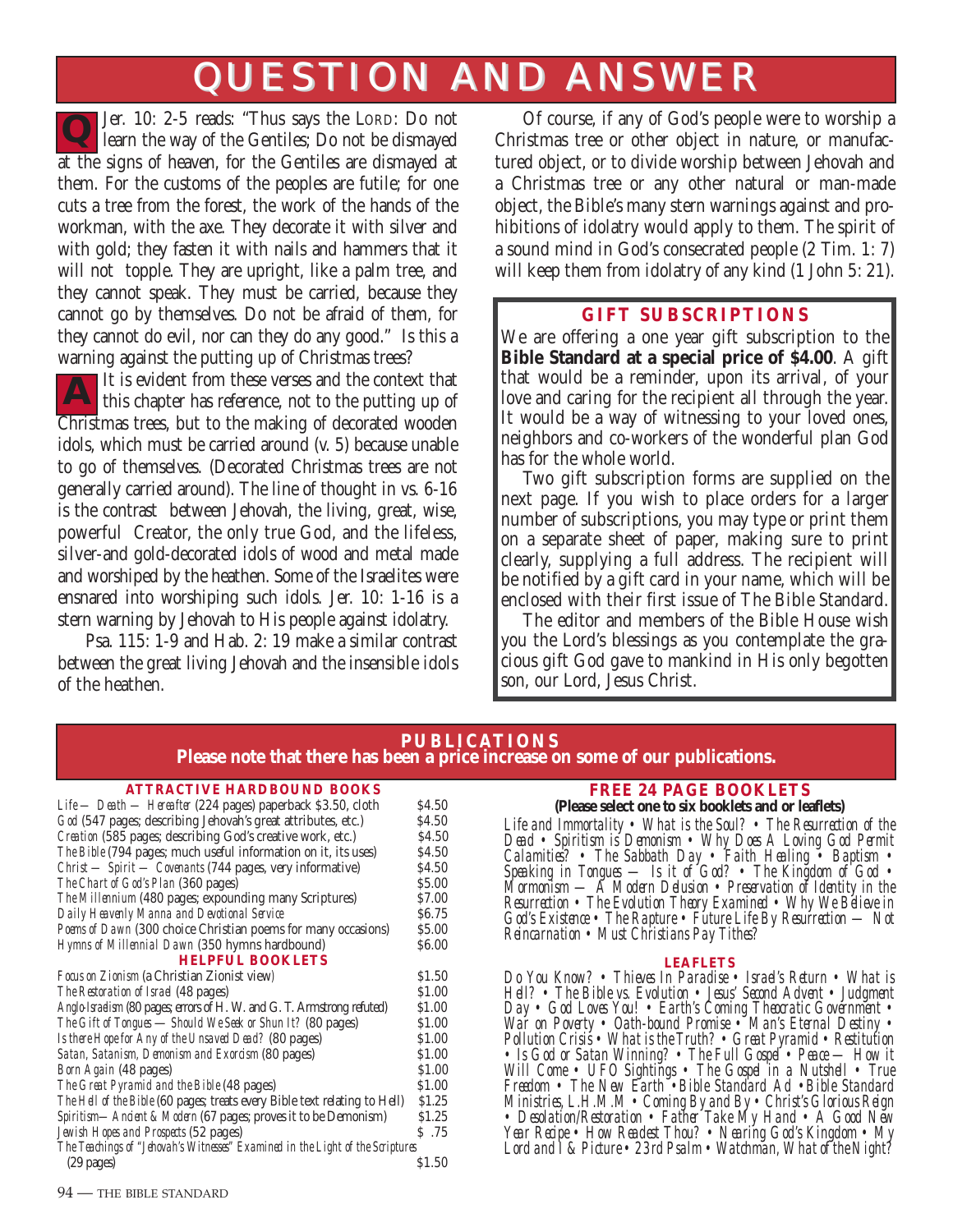# QUESTION AND ANSWER

**Q** Jer. 10: 2-5 reads: "Thus says the LORD: Do not learn the way of the Gentiles; Do not be dismayed at the signs of heaven, for the Gentiles are dismayed at them. For the customs of the peoples are futile; for one cuts a tree from the forest, the work of the hands of the workman, with the axe. They decorate it with silver and with gold; they fasten it with nails and hammers that it will not topple. They are upright, like a palm tree, and they cannot speak. They must be carried, because they cannot go by themselves. Do not be afraid of them, for they cannot do evil, nor can they do any good." Is this a warning against the putting up of Christmas trees?

**A** It is evident from these verses and the context that this chapter has reference, not to the putting up of Christmas trees, but to the making of decorated wooden idols, which must be carried around (v. 5) because unable to go of themselves. (Decorated Christmas trees are not generally carried around). The line of thought in vs. 6-16 is the contrast between Jehovah, the living, great, wise, powerful Creator, the only true God, and the lifeless, silver-and gold-decorated idols of wood and metal made and worshiped by the heathen. Some of the Israelites were ensnared into worshiping such idols. Jer. 10: 1-16 is a stern warning by Jehovah to His people against idolatry.

Psa. 115: 1-9 and Hab. 2: 19 make a similar contrast between the great living Jehovah and the insensible idols of the heathen.

Of course, if any of God's people were to worship a Christmas tree or other object in nature, or manufactured object, or to divide worship between Jehovah and a Christmas tree or any other natural or man-made object, the Bible's many stern warnings against and prohibitions of idolatry would apply to them. The spirit of a sound mind in God's consecrated people (2 Tim. 1: 7) will keep them from idolatry of any kind (1 John 5: 21).

## GIFT SUBSCRIPTIONS

We are offering a one year gift subscription to the **Bible Standard at a special price of $4.00**. A gift that would be a reminder, upon its arrival, of your love and caring for the recipient all through the year. It would be a way of witnessing to your loved ones, neighbors and co-workers of the wonderful plan God has for the whole world.

Two gift subscription forms are supplied on the next page. If you wish to place orders for a larger number of subscriptions, you may type or print them on a separate sheet of paper, making sure to print clearly, supplying a full address. The recipient will be notified by a gift card in your name, which will be enclosed with their first issue of The Bible Standard.

The editor and members of the Bible House wish you the Lord's blessings as you contemplate the gracious gift God gave to mankind in His only begotten son, our Lord, Jesus Christ.

## PUBLICATIONS

**Please note that there has been a price increase on some of our publications.**

### ATTRACTIVE HARDBOUND BOOKS

| Title | Price |
|---|---|
| *Life — Death — Hereafter* (224 pages) paperback $3.50, cloth | $4.50 |
| *God* (547 pages; describing Jehovah's great attributes, etc.) | $4.50 |
| *Creation* (585 pages; describing God's creative work, etc.) | $4.50 |
| *The Bible* (794 pages; much useful information on it, its uses) | $4.50 |
| *Christ — Spirit — Covenants* (744 pages, very informative) | $4.50 |
| *The Chart of God's Plan* (360 pages) | $5.00 |
| *The Millennium* (480 pages; expounding many Scriptures) | $7.00 |
| *Daily Heavenly Manna and Devotional Service* | $6.75 |
| *Poems of Dawn* (300 choice Christian poems for many occasions) | $5.00 |
| *Hymns of Millennial Dawn* (350 hymns hardbound) | $6.00 |

### HELPFUL BOOKLETS

| Title | Price |
|---|---|
| *Focus on Zionism* (a Christian Zionist view) | $1.50 |
| *The Restoration of Israel* (48 pages) | $1.00 |
| *Anglo-Israelism* (80 pages; errors of H. W. and G. T. Armstrong refuted) | $1.00 |
| *The Gift of Tongues — Should We Seek or Shun It?* (80 pages) | $1.00 |
| *Is there Hope for Any of the Unsaved Dead?* (80 pages) | $1.00 |
| *Satan, Satanism, Demonism and Exorcism* (80 pages) | $1.00 |
| *Born Again* (48 pages) | $1.00 |
| *The Great Pyramid and the Bible* (48 pages) | $1.00 |
| *The Hell of the Bible* (60 pages; treats every Bible text relating to Hell) | $1.25 |
| *Spiritism—Ancient & Modern* (67 pages; proves it to be Demonism) | $1.25 |
| *Jewish Hopes and Prospects* (52 pages) | $ .75 |
| *The Teachings of "Jehovah's Witnesses" Examined in the Light of the Scriptures* (29 pages) | $1.50 |

### FREE 24 PAGE BOOKLETS

**(Please select one to six booklets and or leaflets)**

*Life and Immortality • What is the Soul? • The Resurrection of the Dead • Spiritism is Demonism • Why Does A Loving God Permit Calamities? • The Sabbath Day • Faith Healing • Baptism • Speaking in Tongues — Is it of God? • The Kingdom of God • Mormonism — A Modern Delusion • Preservation of Identity in the Resurrection • The Evolution Theory Examined • Why We Believe in God's Existence • The Rapture • Future Life By Resurrection — Not Reincarnation • Must Christians Pay Tithes?*

### LEAFLETS

*Do You Know? • Thieves In Paradise • Israel's Return • What is Hell? • The Bible vs. Evolution • Jesus' Second Advent • Judgment Day • God Loves You! • Earth's Coming Theocratic Government • War on Poverty • Oath-bound Promise • Man's Eternal Destiny • Pollution Crisis • What is the Truth? • Great Pyramid • Restitution • Is God or Satan Winning? • The Full Gospel • Peace — How it Will Come • UFO Sightings • The Gospel in a Nutshell • True Freedom • The New Earth • Bible Standard Ad • Bible Standard Ministries, L.H.M.M • Coming By and By • Christ's Glorious Reign • Desolation/Restoration • Father Take My Hand • A Good New Year Recipe • How Readest Thou? • Nearing God's Kingdom • My Lord and I & Picture • 23rd Psalm • Watchman, What of the Night?*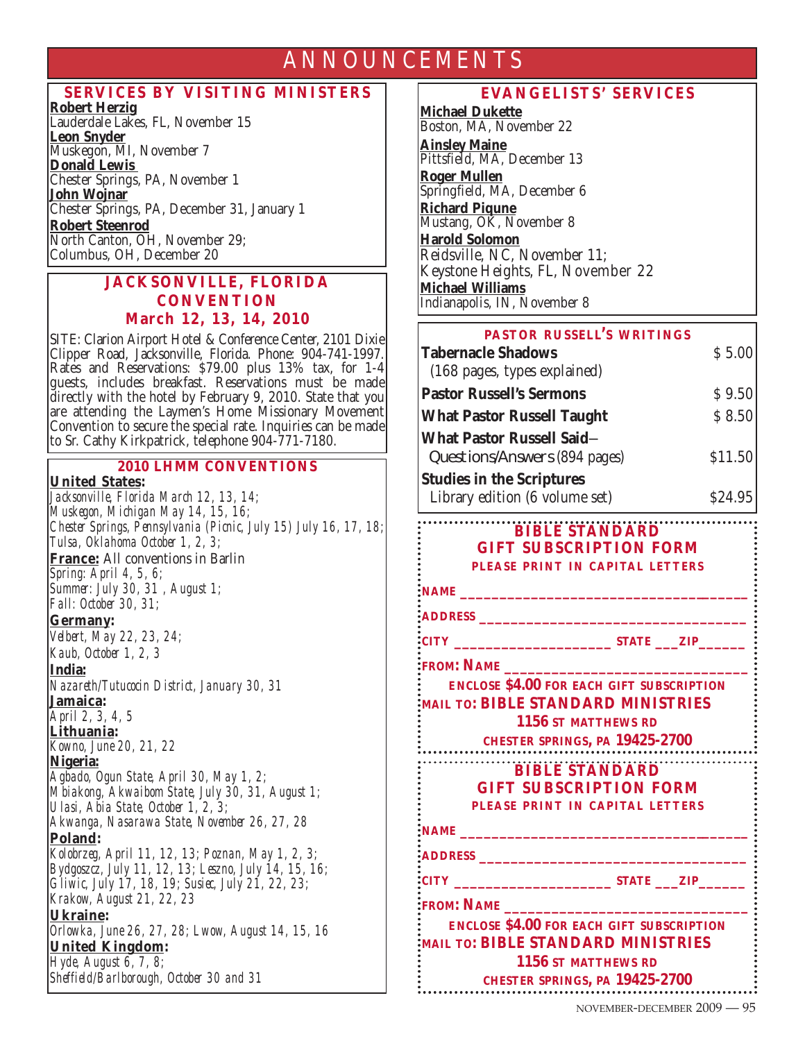# ANNOUNCEMENTS

## SERVICES BY VISITING MINISTERS

**Robert Herzig**
Lauderdale Lakes, FL, November 15

**Leon Snyder**
Muskegon, MI, November 7

**Donald Lewis**
Chester Springs, PA, November 1

**John Wojnar**
Chester Springs, PA, December 31, January 1

**Robert Steenrod**
North Canton, OH, November 29;
Columbus, OH, December 20

## JACKSONVILLE, FLORIDA CONVENTION
## March 12, 13, 14, 2010

SITE: Clarion Airport Hotel & Conference Center, 2101 Dixie Clipper Road, Jacksonville, Florida. Phone: 904-741-1997. Rates and Reservations: $79.00 plus 13% tax, for 1-4 guests, includes breakfast. Reservations must be made directly with the hotel by February 9, 2010. State that you are attending the Laymen's Home Missionary Movement Convention to secure the special rate. Inquiries can be made to Sr. Cathy Kirkpatrick, telephone 904-771-7180.

## 2010 LHMM CONVENTIONS

**United States:**
*Jacksonville, Florida March 12, 13, 14;*
*Muskegon, Michigan May 14, 15, 16;*
*Chester Springs, Pennsylvania (Picnic, July 15) July 16, 17, 18;*
*Tulsa, Oklahoma October 1, 2, 3;*

**France:** All conventions in Barlin
*Spring: April 4, 5, 6;*
*Summer: July 30, 31 , August 1;*
*Fall: October 30, 31;*

**Germany:**
*Velbert, May 22, 23, 24;*
*Kaub, October 1, 2, 3*

**India:**
*Nazareth/Tutucocin District, January 30, 31*

**Jamaica:**
*April 2, 3, 4, 5*

**Lithuania:**
*Kowno, June 20, 21, 22*

**Nigeria:**
*Agbado, Ogun State, April 30, May 1, 2;*
*Mbiakong, Akwaibom State, July 30, 31, August 1;*
*Ulasi, Abia State, October 1, 2, 3;*
*Akwanga, Nasarawa State, November 26, 27, 28*

**Poland:**
*Kolobrzeg, April 11, 12, 13; Poznan, May 1, 2, 3;*
*Bydgoszcz, July 11, 12, 13; Leszno, July 14, 15, 16;*
*Gliwic, July 17, 18, 19; Susiec, July 21, 22, 23;*
*Krakow, August 21, 22, 23*

**Ukraine:**
*Orlowka, June 26, 27, 28; Lwow, August 14, 15, 16*

**United Kingdom:**
*Hyde, August 6, 7, 8;*
*Sheffield/Barlborough, October 30 and 31*

## EVANGELISTS' SERVICES

**Michael Dukette**
Boston, MA, November 22

**Ainsley Maine**
Pittsfield, MA, December 13

**Roger Mullen**
Springfield, MA, December 6

**Richard Piqune**
Mustang, OK, November 8

**Harold Solomon**
Reidsville, NC, November 11;
Keystone Heights, FL, November 22

**Michael Williams**
Indianapolis, IN, November 8

## PASTOR RUSSELL'S WRITINGS

| Title | Price |
|---|---|
| **Tabernacle Shadows** (168 pages, types explained) | $ 5.00 |
| **Pastor Russell's Sermons** | $ 9.50 |
| **What Pastor Russell Taught** | $ 8.50 |
| **What Pastor Russell Said**–Questions/Answers (894 pages) | $11.50 |
| **Studies in the Scriptures** Library edition (6 volume set) | $24.95 |

## BIBLE STANDARD GIFT SUBSCRIPTION FORM

PLEASE PRINT IN CAPITAL LETTERS

NAME ____________________________________

ADDRESS __________________________________

CITY ____________________ STATE ___ZIP______

FROM: NAME _______________________________

ENCLOSE $4.00 FOR EACH GIFT SUBSCRIPTION

MAIL TO: BIBLE STANDARD MINISTRIES
1156 ST MATTHEWS RD
CHESTER SPRINGS, PA 19425-2700

## BIBLE STANDARD GIFT SUBSCRIPTION FORM

PLEASE PRINT IN CAPITAL LETTERS

NAME ____________________________________

ADDRESS __________________________________

CITY ____________________ STATE ___ZIP______

FROM: NAME _______________________________

ENCLOSE $4.00 FOR EACH GIFT SUBSCRIPTION

MAIL TO: BIBLE STANDARD MINISTRIES
1156 ST MATTHEWS RD
CHESTER SPRINGS, PA 19425-2700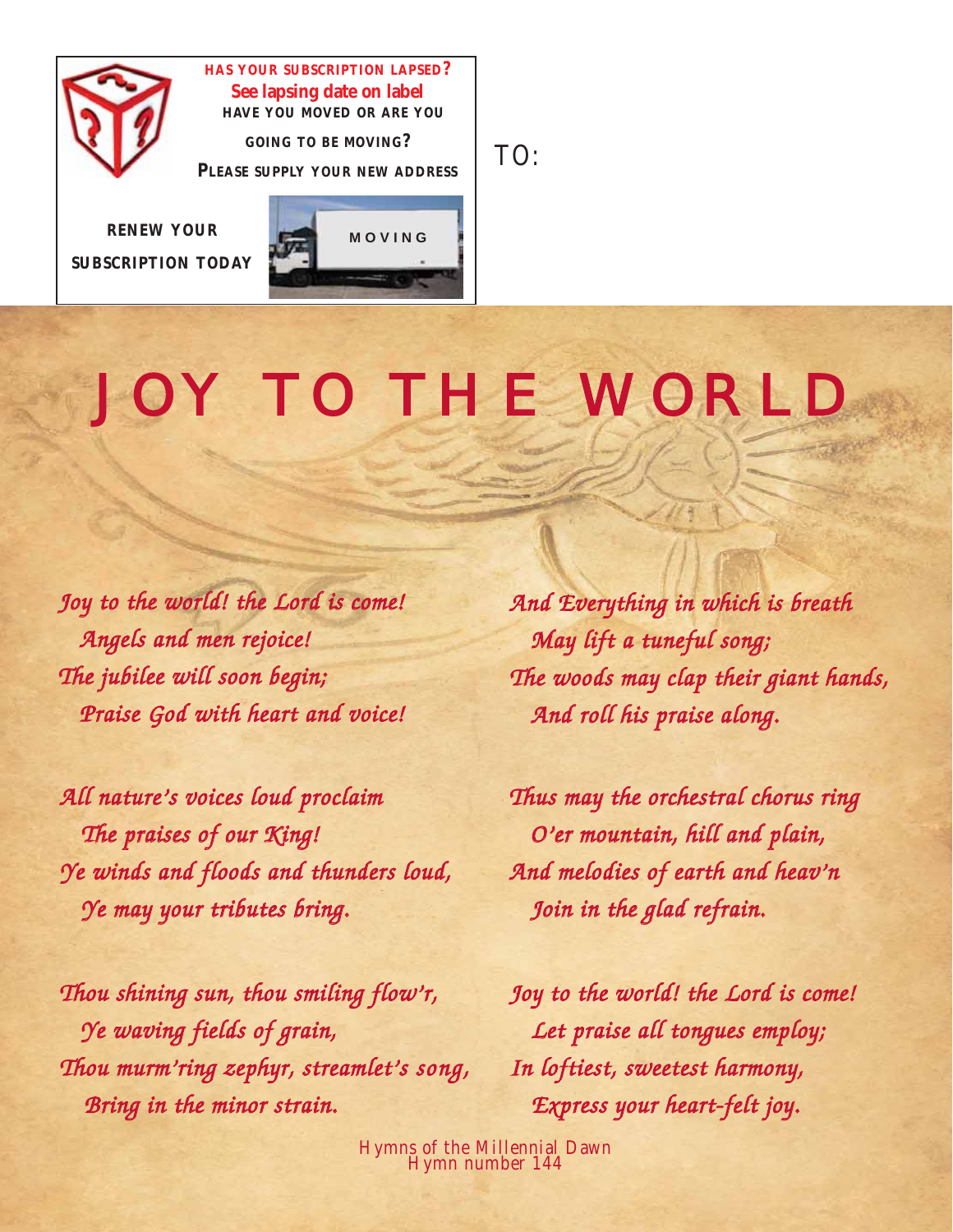**HAS YOUR SUBSCRIPTION LAPSED?**
**See lapsing date on label**
**HAVE YOU MOVED OR ARE YOU GOING TO BE MOVING?**
**PLEASE SUPPLY YOUR NEW ADDRESS**

**RENEW YOUR SUBSCRIPTION TODAY**

MOVING

TO:

# JOY TO THE WORLD

*Joy to the world! the Lord is come!*
*Angels and men rejoice!*
*The jubilee will soon begin;*
*Praise God with heart and voice!*

*All nature's voices loud proclaim*
*The praises of our King!*
*Ye winds and floods and thunders loud,*
*Ye may your tributes bring.*

*Thou shining sun, thou smiling flow'r,*
*Ye waving fields of grain,*
*Thou murm'ring zephyr, streamlet's song,*
*Bring in the minor strain.*

*And Everything in which is breath*
*May lift a tuneful song;*
*The woods may clap their giant hands,*
*And roll his praise along.*

*Thus may the orchestral chorus ring*
*O'er mountain, hill and plain,*
*And melodies of earth and heav'n*
*Join in the glad refrain.*

*Joy to the world! the Lord is come!*
*Let praise all tongues employ;*
*In loftiest, sweetest harmony,*
*Express your heart-felt joy.*

Hymns of the Millennial Dawn
Hymn number 144